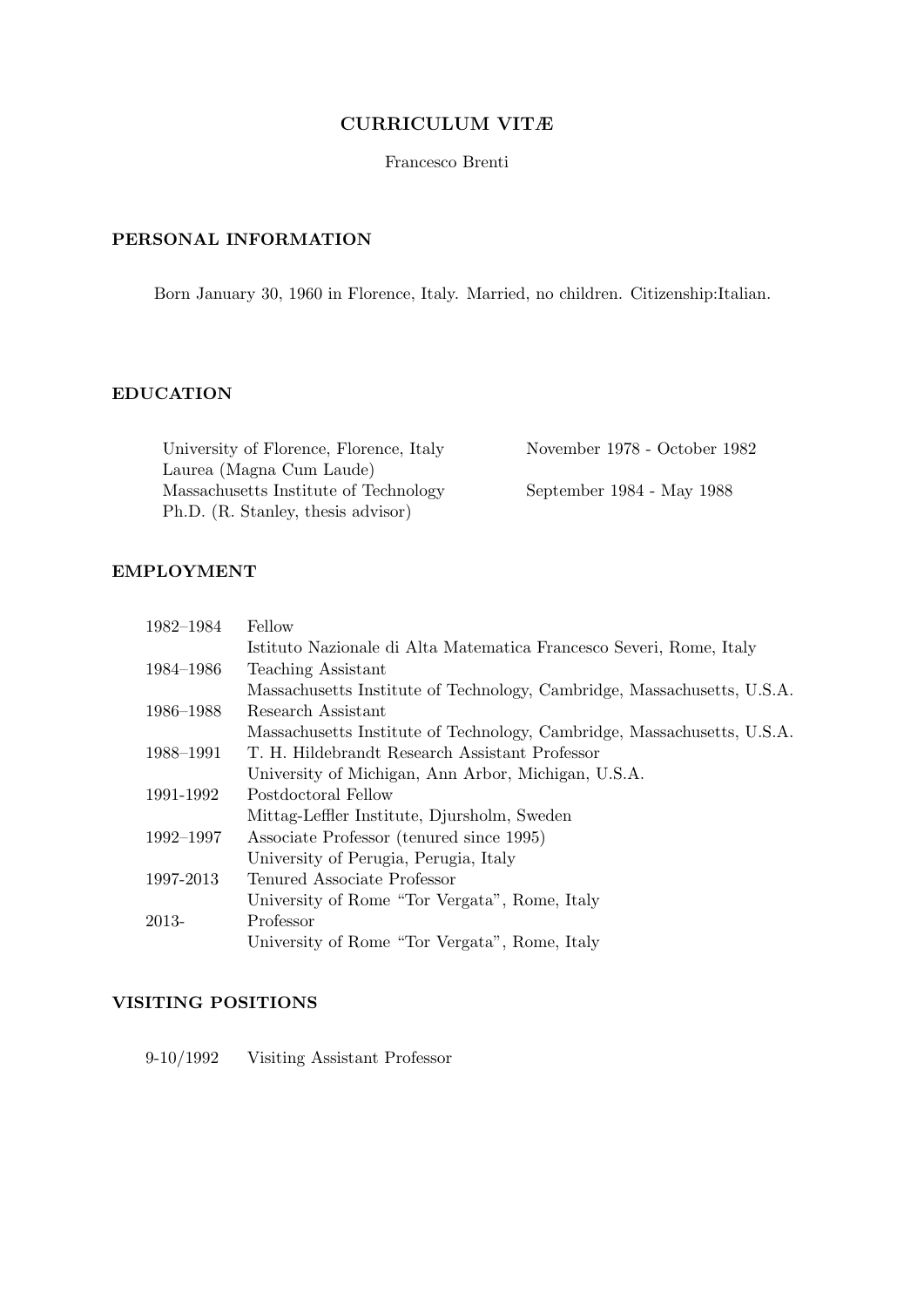# CURRICULUM VITÆ

Francesco Brenti

## PERSONAL INFORMATION

Born January 30, 1960 in Florence, Italy. Married, no children. Citizenship:Italian.

## EDUCATION

| | |
|---|---|
| University of Florence, Florence, Italy<br>Laurea (Magna Cum Laude) | November 1978 - October 1982 |
| Massachusetts Institute of Technology<br>Ph.D. (R. Stanley, thesis advisor) | September 1984 - May 1988 |

## EMPLOYMENT

| | |
|---|---|
| 1982–1984 | Fellow<br>Istituto Nazionale di Alta Matematica Francesco Severi, Rome, Italy |
| 1984–1986 | Teaching Assistant<br>Massachusetts Institute of Technology, Cambridge, Massachusetts, U.S.A. |
| 1986–1988 | Research Assistant<br>Massachusetts Institute of Technology, Cambridge, Massachusetts, U.S.A. |
| 1988–1991 | T. H. Hildebrandt Research Assistant Professor<br>University of Michigan, Ann Arbor, Michigan, U.S.A. |
| 1991-1992 | Postdoctoral Fellow<br>Mittag-Leffler Institute, Djursholm, Sweden |
| 1992–1997 | Associate Professor (tenured since 1995)<br>University of Perugia, Perugia, Italy |
| 1997-2013 | Tenured Associate Professor<br>University of Rome "Tor Vergata", Rome, Italy |
| 2013- | Professor<br>University of Rome "Tor Vergata", Rome, Italy |

## VISITING POSITIONS

| | |
|---|---|
| 9-10/1992 | Visiting Assistant Professor |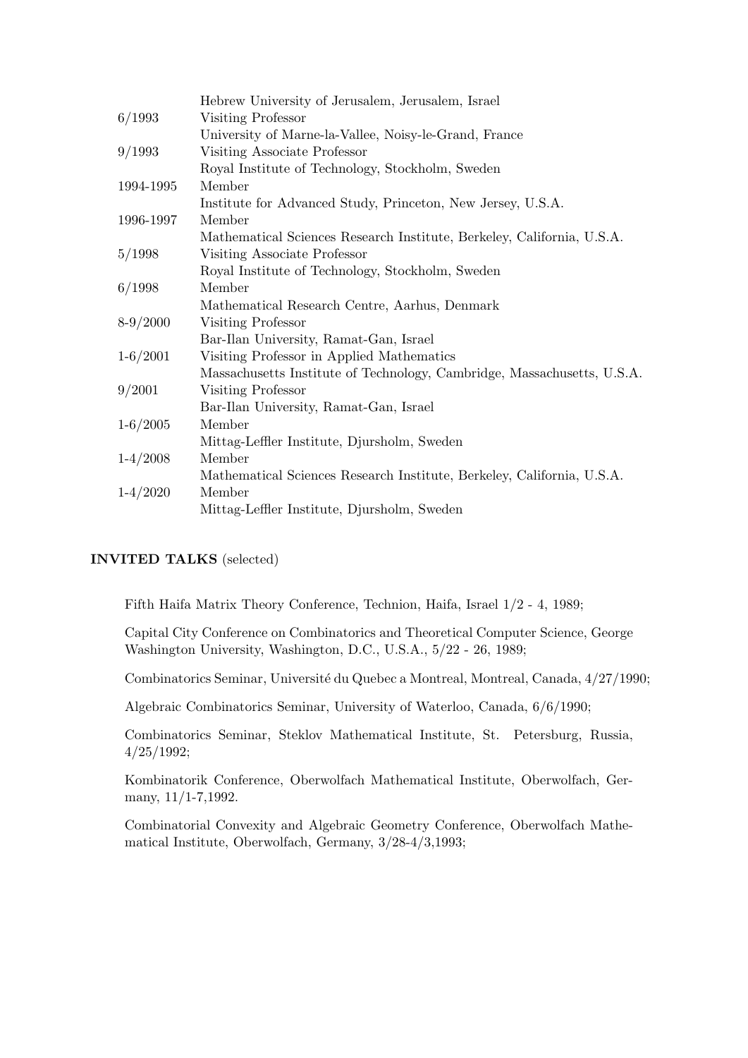| | |
|---|---|
| | Hebrew University of Jerusalem, Jerusalem, Israel |
| 6/1993 | Visiting Professor |
| | University of Marne-la-Vallee, Noisy-le-Grand, France |
| 9/1993 | Visiting Associate Professor |
| | Royal Institute of Technology, Stockholm, Sweden |
| 1994-1995 | Member |
| | Institute for Advanced Study, Princeton, New Jersey, U.S.A. |
| 1996-1997 | Member |
| | Mathematical Sciences Research Institute, Berkeley, California, U.S.A. |
| 5/1998 | Visiting Associate Professor |
| | Royal Institute of Technology, Stockholm, Sweden |
| 6/1998 | Member |
| | Mathematical Research Centre, Aarhus, Denmark |
| 8-9/2000 | Visiting Professor |
| | Bar-Ilan University, Ramat-Gan, Israel |
| 1-6/2001 | Visiting Professor in Applied Mathematics |
| | Massachusetts Institute of Technology, Cambridge, Massachusetts, U.S.A. |
| 9/2001 | Visiting Professor |
| | Bar-Ilan University, Ramat-Gan, Israel |
| 1-6/2005 | Member |
| | Mittag-Leffler Institute, Djursholm, Sweden |
| 1-4/2008 | Member |
| | Mathematical Sciences Research Institute, Berkeley, California, U.S.A. |
| 1-4/2020 | Member |
| | Mittag-Leffler Institute, Djursholm, Sweden |

## INVITED TALKS (selected)

Fifth Haifa Matrix Theory Conference, Technion, Haifa, Israel 1/2 - 4, 1989;

Capital City Conference on Combinatorics and Theoretical Computer Science, George Washington University, Washington, D.C., U.S.A., 5/22 - 26, 1989;

Combinatorics Seminar, Université du Quebec a Montreal, Montreal, Canada, 4/27/1990;

Algebraic Combinatorics Seminar, University of Waterloo, Canada, 6/6/1990;

Combinatorics Seminar, Steklov Mathematical Institute, St. Petersburg, Russia, 4/25/1992;

Kombinatorik Conference, Oberwolfach Mathematical Institute, Oberwolfach, Germany, 11/1-7,1992.

Combinatorial Convexity and Algebraic Geometry Conference, Oberwolfach Mathematical Institute, Oberwolfach, Germany, 3/28-4/3,1993;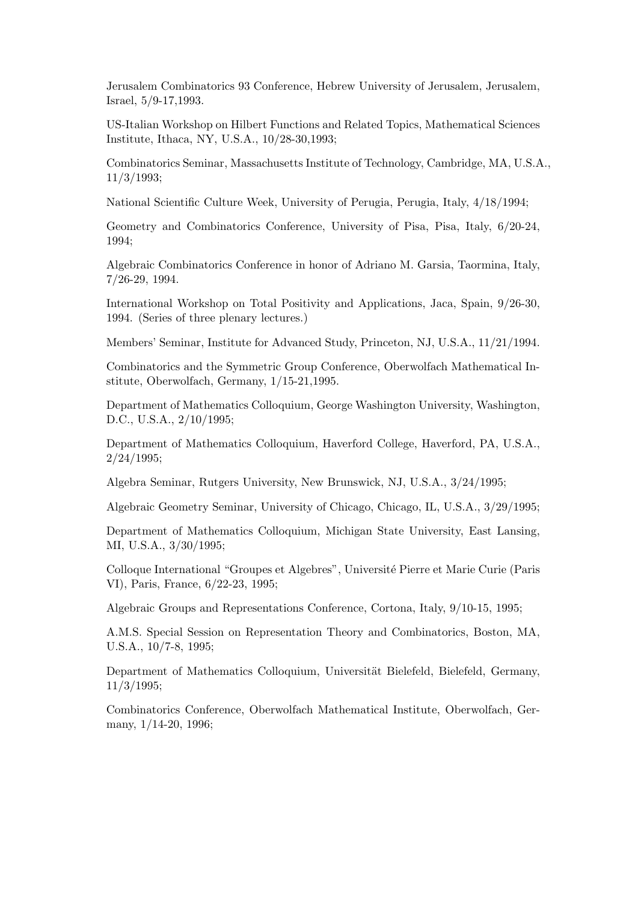Jerusalem Combinatorics 93 Conference, Hebrew University of Jerusalem, Jerusalem, Israel, 5/9-17,1993.

US-Italian Workshop on Hilbert Functions and Related Topics, Mathematical Sciences Institute, Ithaca, NY, U.S.A., 10/28-30,1993;

Combinatorics Seminar, Massachusetts Institute of Technology, Cambridge, MA, U.S.A., 11/3/1993;

National Scientific Culture Week, University of Perugia, Perugia, Italy, 4/18/1994;

Geometry and Combinatorics Conference, University of Pisa, Pisa, Italy, 6/20-24, 1994;

Algebraic Combinatorics Conference in honor of Adriano M. Garsia, Taormina, Italy, 7/26-29, 1994.

International Workshop on Total Positivity and Applications, Jaca, Spain, 9/26-30, 1994. (Series of three plenary lectures.)

Members' Seminar, Institute for Advanced Study, Princeton, NJ, U.S.A., 11/21/1994.

Combinatorics and the Symmetric Group Conference, Oberwolfach Mathematical Institute, Oberwolfach, Germany, 1/15-21,1995.

Department of Mathematics Colloquium, George Washington University, Washington, D.C., U.S.A., 2/10/1995;

Department of Mathematics Colloquium, Haverford College, Haverford, PA, U.S.A., 2/24/1995;

Algebra Seminar, Rutgers University, New Brunswick, NJ, U.S.A., 3/24/1995;

Algebraic Geometry Seminar, University of Chicago, Chicago, IL, U.S.A., 3/29/1995;

Department of Mathematics Colloquium, Michigan State University, East Lansing, MI, U.S.A., 3/30/1995;

Colloque International "Groupes et Algebres", Université Pierre et Marie Curie (Paris VI), Paris, France, 6/22-23, 1995;

Algebraic Groups and Representations Conference, Cortona, Italy, 9/10-15, 1995;

A.M.S. Special Session on Representation Theory and Combinatorics, Boston, MA, U.S.A., 10/7-8, 1995;

Department of Mathematics Colloquium, Universität Bielefeld, Bielefeld, Germany, 11/3/1995;

Combinatorics Conference, Oberwolfach Mathematical Institute, Oberwolfach, Germany, 1/14-20, 1996;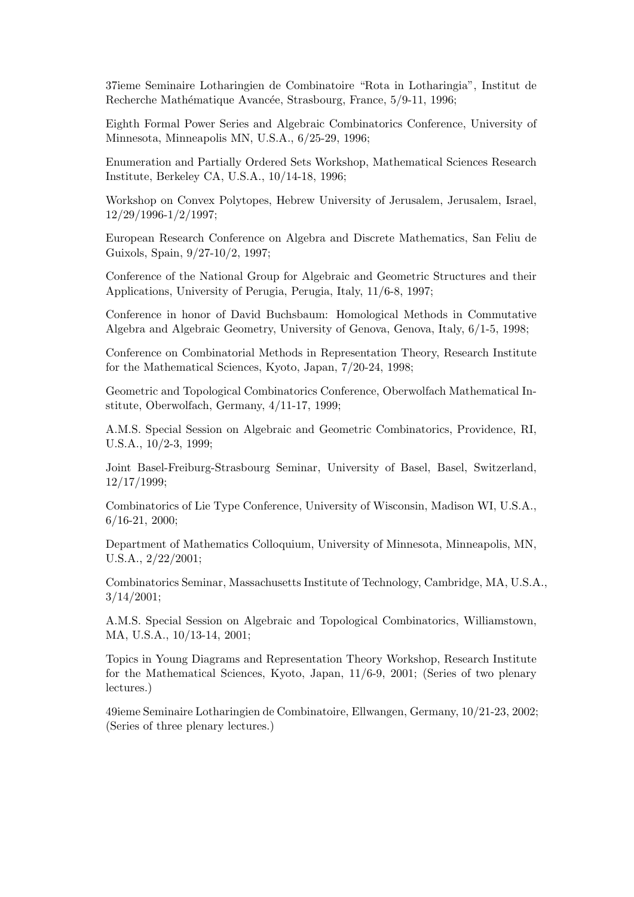37ieme Seminaire Lotharingien de Combinatoire "Rota in Lotharingia", Institut de Recherche Mathématique Avancée, Strasbourg, France, 5/9-11, 1996;

Eighth Formal Power Series and Algebraic Combinatorics Conference, University of Minnesota, Minneapolis MN, U.S.A., 6/25-29, 1996;

Enumeration and Partially Ordered Sets Workshop, Mathematical Sciences Research Institute, Berkeley CA, U.S.A., 10/14-18, 1996;

Workshop on Convex Polytopes, Hebrew University of Jerusalem, Jerusalem, Israel, 12/29/1996-1/2/1997;

European Research Conference on Algebra and Discrete Mathematics, San Feliu de Guixols, Spain, 9/27-10/2, 1997;

Conference of the National Group for Algebraic and Geometric Structures and their Applications, University of Perugia, Perugia, Italy, 11/6-8, 1997;

Conference in honor of David Buchsbaum: Homological Methods in Commutative Algebra and Algebraic Geometry, University of Genova, Genova, Italy, 6/1-5, 1998;

Conference on Combinatorial Methods in Representation Theory, Research Institute for the Mathematical Sciences, Kyoto, Japan, 7/20-24, 1998;

Geometric and Topological Combinatorics Conference, Oberwolfach Mathematical Institute, Oberwolfach, Germany, 4/11-17, 1999;

A.M.S. Special Session on Algebraic and Geometric Combinatorics, Providence, RI, U.S.A., 10/2-3, 1999;

Joint Basel-Freiburg-Strasbourg Seminar, University of Basel, Basel, Switzerland, 12/17/1999;

Combinatorics of Lie Type Conference, University of Wisconsin, Madison WI, U.S.A., 6/16-21, 2000;

Department of Mathematics Colloquium, University of Minnesota, Minneapolis, MN, U.S.A., 2/22/2001;

Combinatorics Seminar, Massachusetts Institute of Technology, Cambridge, MA, U.S.A., 3/14/2001;

A.M.S. Special Session on Algebraic and Topological Combinatorics, Williamstown, MA, U.S.A., 10/13-14, 2001;

Topics in Young Diagrams and Representation Theory Workshop, Research Institute for the Mathematical Sciences, Kyoto, Japan, 11/6-9, 2001; (Series of two plenary lectures.)

49ieme Seminaire Lotharingien de Combinatoire, Ellwangen, Germany, 10/21-23, 2002; (Series of three plenary lectures.)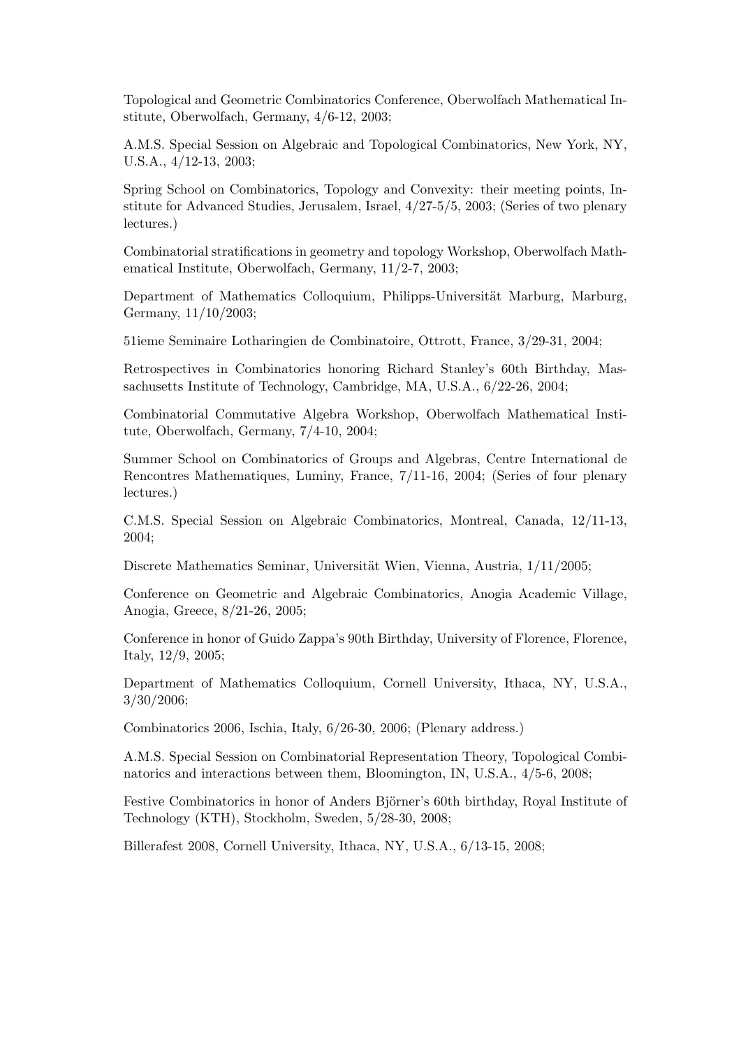Topological and Geometric Combinatorics Conference, Oberwolfach Mathematical Institute, Oberwolfach, Germany, 4/6-12, 2003;

A.M.S. Special Session on Algebraic and Topological Combinatorics, New York, NY, U.S.A., 4/12-13, 2003;

Spring School on Combinatorics, Topology and Convexity: their meeting points, Institute for Advanced Studies, Jerusalem, Israel, 4/27-5/5, 2003; (Series of two plenary lectures.)

Combinatorial stratifications in geometry and topology Workshop, Oberwolfach Mathematical Institute, Oberwolfach, Germany, 11/2-7, 2003;

Department of Mathematics Colloquium, Philipps-Universität Marburg, Marburg, Germany, 11/10/2003;

51ieme Seminaire Lotharingien de Combinatoire, Ottrott, France, 3/29-31, 2004;

Retrospectives in Combinatorics honoring Richard Stanley's 60th Birthday, Massachusetts Institute of Technology, Cambridge, MA, U.S.A., 6/22-26, 2004;

Combinatorial Commutative Algebra Workshop, Oberwolfach Mathematical Institute, Oberwolfach, Germany, 7/4-10, 2004;

Summer School on Combinatorics of Groups and Algebras, Centre International de Rencontres Mathematiques, Luminy, France, 7/11-16, 2004; (Series of four plenary lectures.)

C.M.S. Special Session on Algebraic Combinatorics, Montreal, Canada, 12/11-13, 2004;

Discrete Mathematics Seminar, Universität Wien, Vienna, Austria, 1/11/2005;

Conference on Geometric and Algebraic Combinatorics, Anogia Academic Village, Anogia, Greece, 8/21-26, 2005;

Conference in honor of Guido Zappa's 90th Birthday, University of Florence, Florence, Italy, 12/9, 2005;

Department of Mathematics Colloquium, Cornell University, Ithaca, NY, U.S.A., 3/30/2006;

Combinatorics 2006, Ischia, Italy, 6/26-30, 2006; (Plenary address.)

A.M.S. Special Session on Combinatorial Representation Theory, Topological Combinatorics and interactions between them, Bloomington, IN, U.S.A., 4/5-6, 2008;

Festive Combinatorics in honor of Anders Björner's 60th birthday, Royal Institute of Technology (KTH), Stockholm, Sweden, 5/28-30, 2008;

Billerafest 2008, Cornell University, Ithaca, NY, U.S.A., 6/13-15, 2008;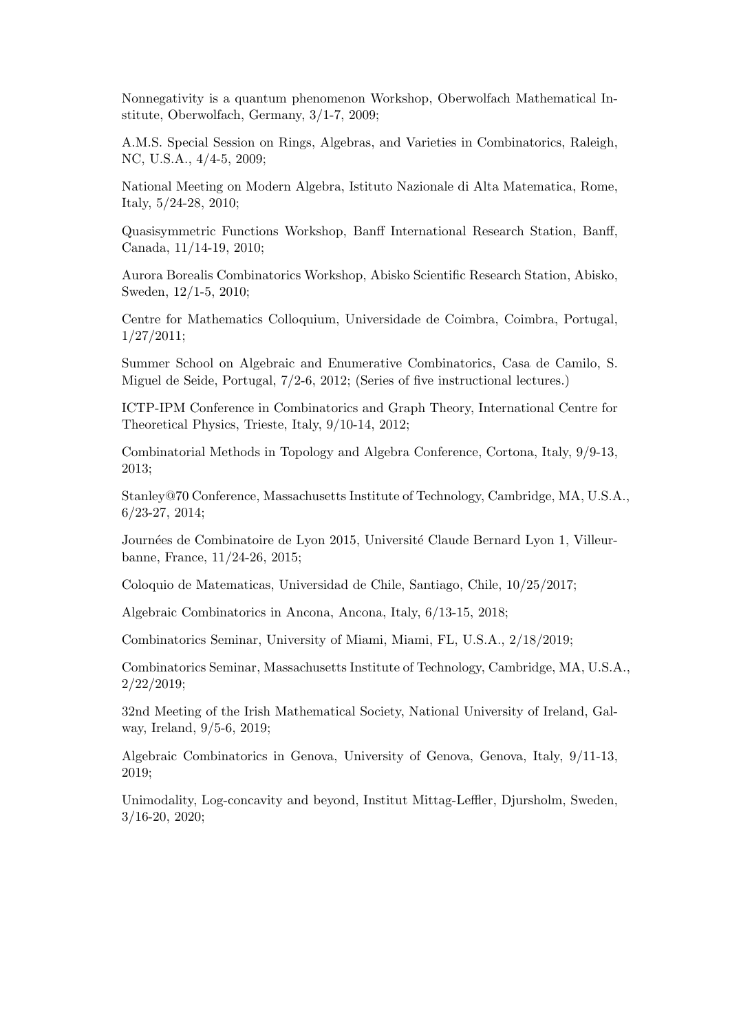Nonnegativity is a quantum phenomenon Workshop, Oberwolfach Mathematical Institute, Oberwolfach, Germany, 3/1-7, 2009;

A.M.S. Special Session on Rings, Algebras, and Varieties in Combinatorics, Raleigh, NC, U.S.A., 4/4-5, 2009;

National Meeting on Modern Algebra, Istituto Nazionale di Alta Matematica, Rome, Italy, 5/24-28, 2010;

Quasisymmetric Functions Workshop, Banff International Research Station, Banff, Canada, 11/14-19, 2010;

Aurora Borealis Combinatorics Workshop, Abisko Scientific Research Station, Abisko, Sweden, 12/1-5, 2010;

Centre for Mathematics Colloquium, Universidade de Coimbra, Coimbra, Portugal, 1/27/2011;

Summer School on Algebraic and Enumerative Combinatorics, Casa de Camilo, S. Miguel de Seide, Portugal, 7/2-6, 2012; (Series of five instructional lectures.)

ICTP-IPM Conference in Combinatorics and Graph Theory, International Centre for Theoretical Physics, Trieste, Italy, 9/10-14, 2012;

Combinatorial Methods in Topology and Algebra Conference, Cortona, Italy, 9/9-13, 2013;

Stanley@70 Conference, Massachusetts Institute of Technology, Cambridge, MA, U.S.A., 6/23-27, 2014;

Journées de Combinatoire de Lyon 2015, Université Claude Bernard Lyon 1, Villeurbanne, France, 11/24-26, 2015;

Coloquio de Matematicas, Universidad de Chile, Santiago, Chile, 10/25/2017;

Algebraic Combinatorics in Ancona, Ancona, Italy, 6/13-15, 2018;

Combinatorics Seminar, University of Miami, Miami, FL, U.S.A., 2/18/2019;

Combinatorics Seminar, Massachusetts Institute of Technology, Cambridge, MA, U.S.A., 2/22/2019;

32nd Meeting of the Irish Mathematical Society, National University of Ireland, Galway, Ireland, 9/5-6, 2019;

Algebraic Combinatorics in Genova, University of Genova, Genova, Italy, 9/11-13, 2019;

Unimodality, Log-concavity and beyond, Institut Mittag-Leffler, Djursholm, Sweden, 3/16-20, 2020;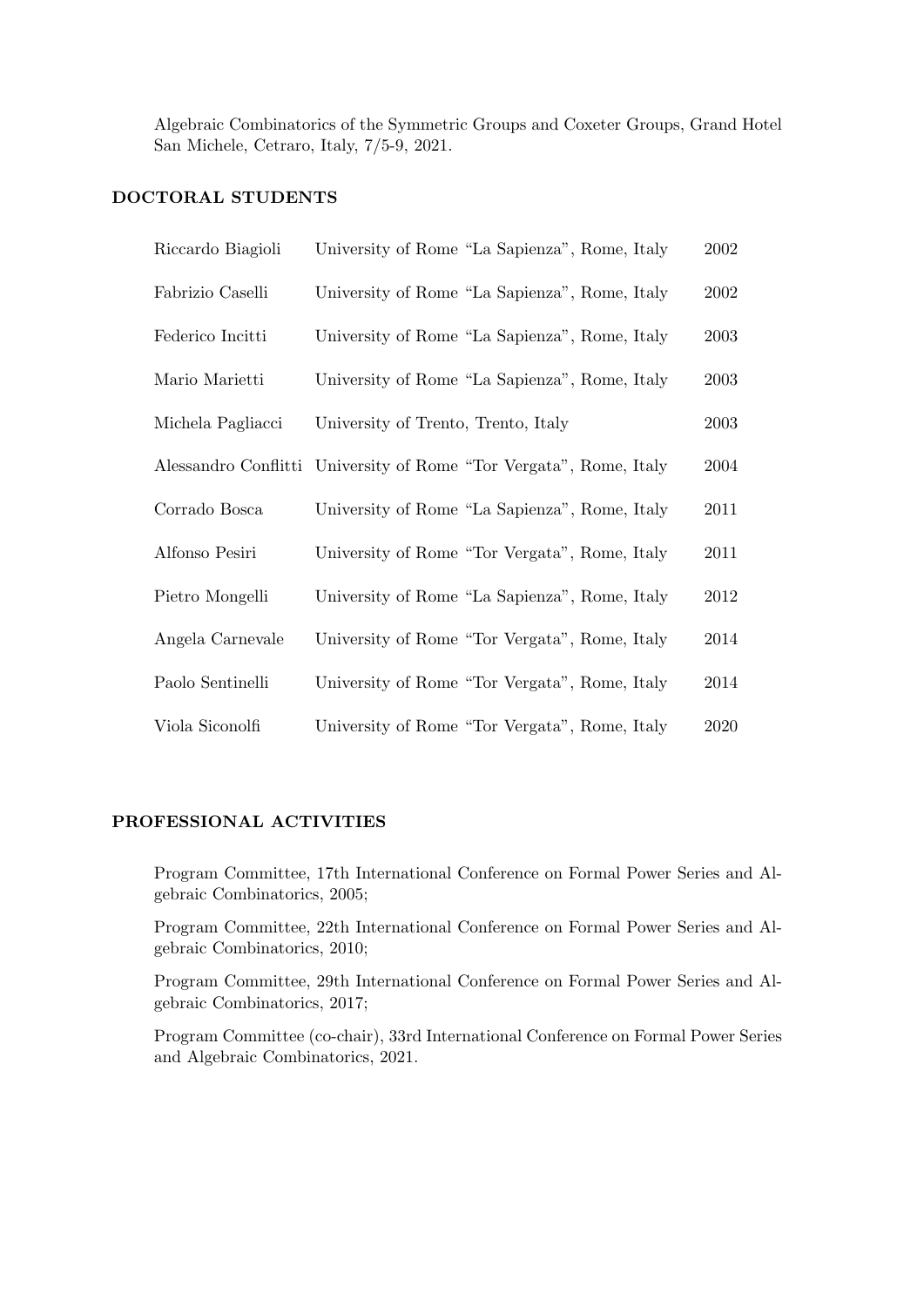Algebraic Combinatorics of the Symmetric Groups and Coxeter Groups, Grand Hotel San Michele, Cetraro, Italy, 7/5-9, 2021.

## DOCTORAL STUDENTS

| | | |
|---|---|---|
| Riccardo Biagioli | University of Rome “La Sapienza”, Rome, Italy | 2002 |
| Fabrizio Caselli | University of Rome “La Sapienza”, Rome, Italy | 2002 |
| Federico Incitti | University of Rome “La Sapienza”, Rome, Italy | 2003 |
| Mario Marietti | University of Rome “La Sapienza”, Rome, Italy | 2003 |
| Michela Pagliacci | University of Trento, Trento, Italy | 2003 |
| Alessandro Conflitti | University of Rome “Tor Vergata”, Rome, Italy | 2004 |
| Corrado Bosca | University of Rome “La Sapienza”, Rome, Italy | 2011 |
| Alfonso Pesiri | University of Rome “Tor Vergata”, Rome, Italy | 2011 |
| Pietro Mongelli | University of Rome “La Sapienza”, Rome, Italy | 2012 |
| Angela Carnevale | University of Rome “Tor Vergata”, Rome, Italy | 2014 |
| Paolo Sentinelli | University of Rome “Tor Vergata”, Rome, Italy | 2014 |
| Viola Siconolfi | University of Rome “Tor Vergata”, Rome, Italy | 2020 |

## PROFESSIONAL ACTIVITIES

Program Committee, 17th International Conference on Formal Power Series and Algebraic Combinatorics, 2005;

Program Committee, 22th International Conference on Formal Power Series and Algebraic Combinatorics, 2010;

Program Committee, 29th International Conference on Formal Power Series and Algebraic Combinatorics, 2017;

Program Committee (co-chair), 33rd International Conference on Formal Power Series and Algebraic Combinatorics, 2021.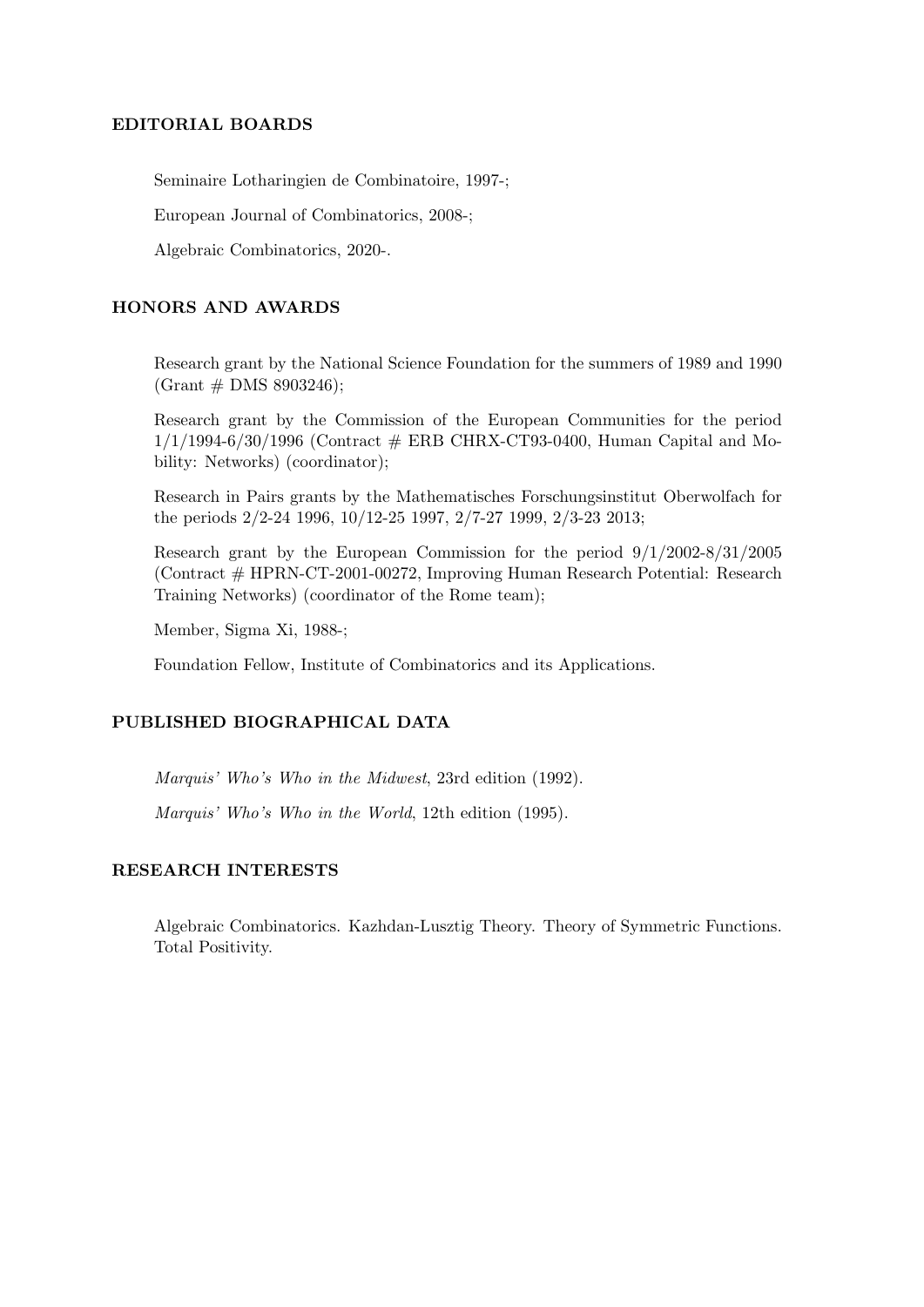## EDITORIAL BOARDS

Seminaire Lotharingien de Combinatoire, 1997-;

European Journal of Combinatorics, 2008-;

Algebraic Combinatorics, 2020-.

## HONORS AND AWARDS

Research grant by the National Science Foundation for the summers of 1989 and 1990 (Grant # DMS 8903246);

Research grant by the Commission of the European Communities for the period 1/1/1994-6/30/1996 (Contract # ERB CHRX-CT93-0400, Human Capital and Mobility: Networks) (coordinator);

Research in Pairs grants by the Mathematisches Forschungsinstitut Oberwolfach for the periods 2/2-24 1996, 10/12-25 1997, 2/7-27 1999, 2/3-23 2013;

Research grant by the European Commission for the period 9/1/2002-8/31/2005 (Contract # HPRN-CT-2001-00272, Improving Human Research Potential: Research Training Networks) (coordinator of the Rome team);

Member, Sigma Xi, 1988-;

Foundation Fellow, Institute of Combinatorics and its Applications.

## PUBLISHED BIOGRAPHICAL DATA

*Marquis' Who's Who in the Midwest*, 23rd edition (1992).

*Marquis' Who's Who in the World*, 12th edition (1995).

## RESEARCH INTERESTS

Algebraic Combinatorics. Kazhdan-Lusztig Theory. Theory of Symmetric Functions. Total Positivity.